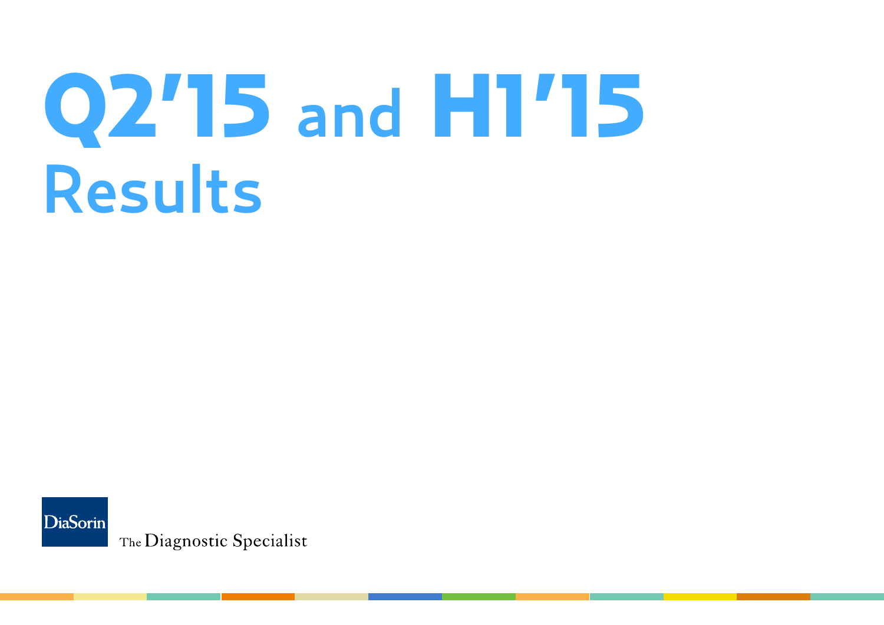# Q2'15 and H1'15 Results

DiaSorin

The Diagnostic Specialist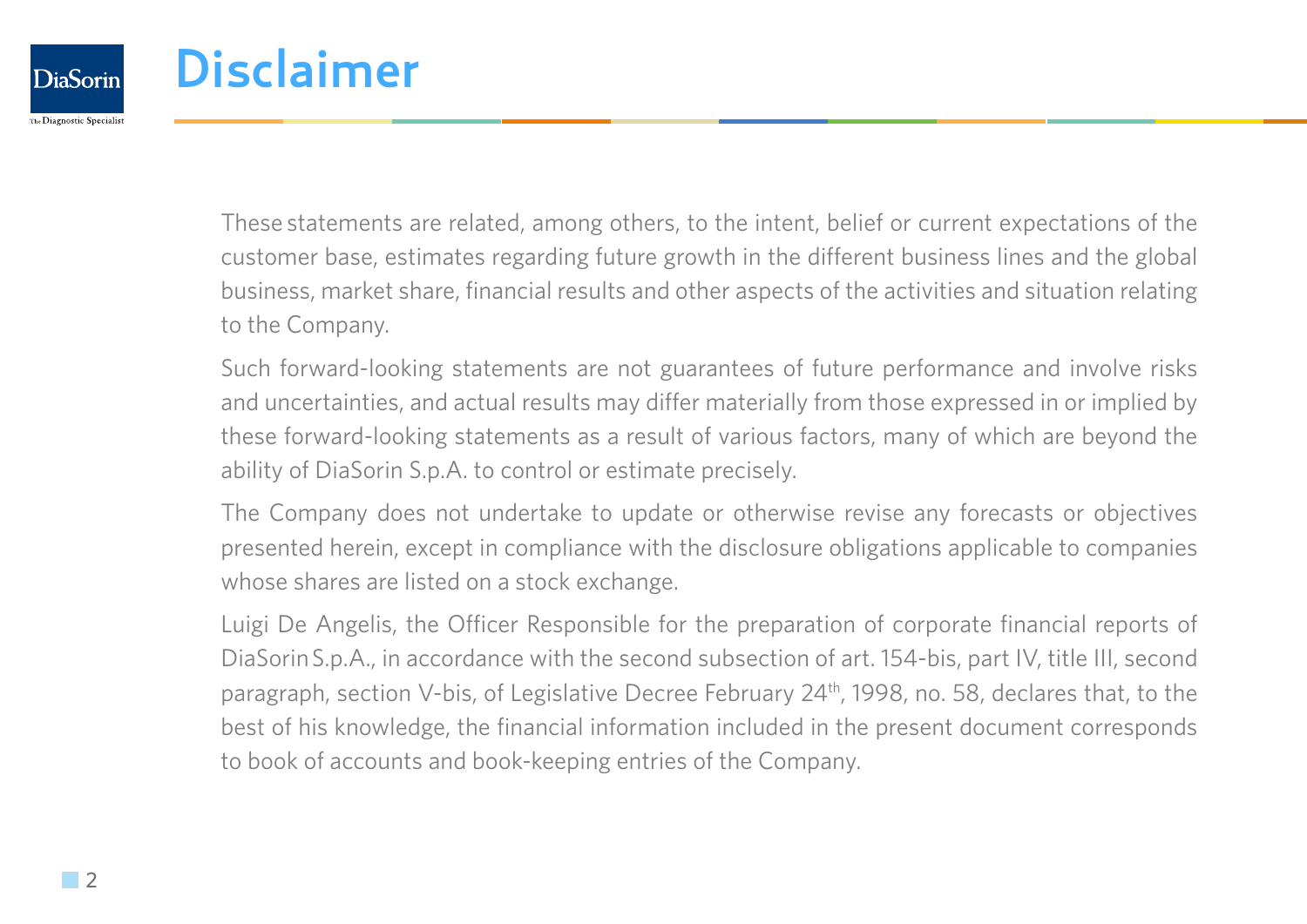# Disclaimer

These statements are related, among others, to the intent, belief or current expectations of the customer base, estimates regarding future growth in the different business lines and the global business, market share, financial results and other aspects of the activities and situation relating to the Company.

Such forward-looking statements are not guarantees of future performance and involve risks and uncertainties, and actual results may differ materially from those expressed in or implied by these forward-looking statements as a result of various factors, many of which are beyond the ability of DiaSorin S.p.A. to control or estimate precisely.

The Company does not undertake to update or otherwise revise any forecasts or objectives presented herein, except in compliance with the disclosure obligations applicable to companies whose shares are listed on a stock exchange.

Luigi De Angelis, the Officer Responsible for the preparation of corporate financial reports of DiaSorin S.p.A., in accordance with the second subsection of art. 154-bis, part IV, title III, second paragraph, section V-bis, of Legislative Decree February 24th, 1998, no. 58, declares that, to the best of his knowledge, the financial information included in the present document corresponds to book of accounts and book-keeping entries of the Company.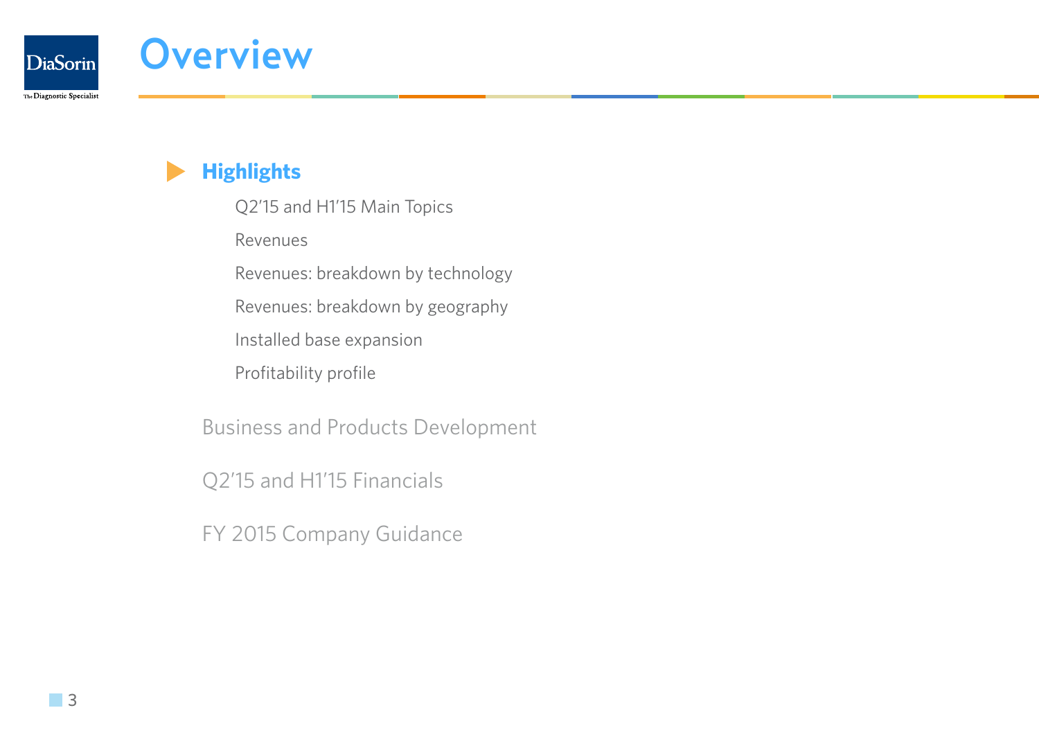# Overview

## Highlights

- Q2'15 and H1'15 Main Topics
- Revenues
- Revenues: breakdown by technology
- Revenues: breakdown by geography
- Installed base expansion
- Profitability profile

## Business and Products Development

## Q2'15 and H1'15 Financials

## FY 2015 Company Guidance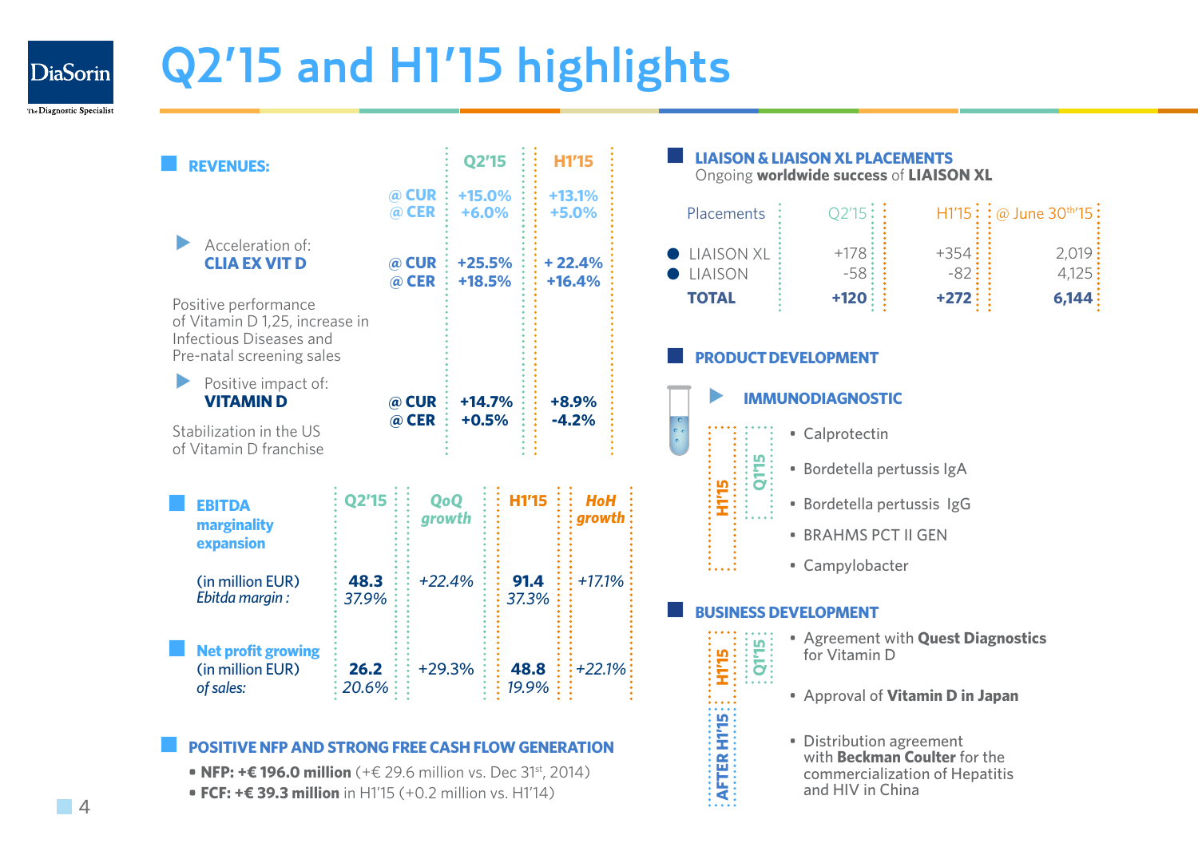# Q2'15 and H1'15 highlights

## REVENUES:

| | | Q2'15 | H1'15 |
|---|---|---|---|
| | @ CUR | +15.0% | +13.1% |
| | @ CER | +6.0% | +5.0% |
| Acceleration of: **CLIA EX VIT D** | @ CUR | +25.5% | + 22.4% |
| | @ CER | +18.5% | +16.4% |
| Positive performance of Vitamin D 1,25, increase in Infectious Diseases and Pre-natal screening sales | | | |
| Positive impact of: **VITAMIN D** | @ CUR | +14.7% | +8.9% |
| | @ CER | +0.5% | -4.2% |
| Stabilization in the US of Vitamin D franchise | | | |

## EBITDA marginality expansion

| | Q2'15 | *QoQ growth* | H1'15 | *HoH growth* |
|---|---|---|---|---|
| (in million EUR) | **48.3** | *+22.4%* | **91.4** | *+17.1%* |
| *Ebitda margin :* | *37.9%* | | *37.3%* | |

## Net profit growing

| | Q2'15 | *QoQ growth* | H1'15 | *HoH growth* |
|---|---|---|---|---|
| (in million EUR) | **26.2** | +29.3% | **48.8** | *+22.1%* |
| *of sales:* | *20.6%* | | *19.9%* | |

## POSITIVE NFP AND STRONG FREE CASH FLOW GENERATION

- **NFP: +€ 196.0 million** (+€ 29.6 million vs. Dec 31st, 2014)
- **FCF: +€ 39.3 million** in H1'15 (+0.2 million vs. H1'14)

## LIAISON & LIAISON XL PLACEMENTS

Ongoing **worldwide success** of **LIAISON XL**

| Placements | Q2'15 | H1'15 | @ June 30th'15 |
|---|---|---|---|
| LIAISON XL | +178 | +354 | 2,019 |
| LIAISON | -58 | -82 | 4,125 |
| **TOTAL** | **+120** | **+272** | **6,144** |

## PRODUCT DEVELOPMENT

### IMMUNODIAGNOSTIC

Q1'15:
- Calprotectin
- Bordetella pertussis IgA
- Bordetella pertussis IgG

H1'15:
- BRAHMS PCT II GEN
- Campylobacter

## BUSINESS DEVELOPMENT

Q1'15:
- Agreement with **Quest Diagnostics** for Vitamin D

H1'15:
- Approval of **Vitamin D in Japan**

AFTER H1'15:
- Distribution agreement with **Beckman Coulter** for the commercialization of Hepatitis and HIV in China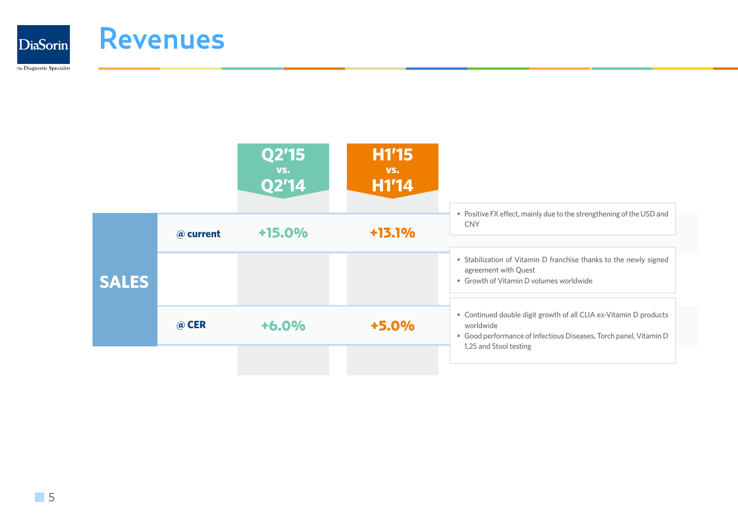# Revenues

| SALES | Q2'15 vs. Q2'14 | H1'15 vs. H1'14 |
|---|---|---|
| @ current | +15.0% | +13.1% |
| @ CER | +6.0% | +5.0% |

- Positive FX effect, mainly due to the strengthening of the USD and CNY

- Stabilization of Vitamin D franchise thanks to the newly signed agreement with Quest
- Growth of Vitamin D volumes worldwide

- Continued double digit growth of all CLIA ex-Vitamin D products worldwide
- Good performance of Infectious Diseases, Torch panel, Vitamin D 1,25 and Stool testing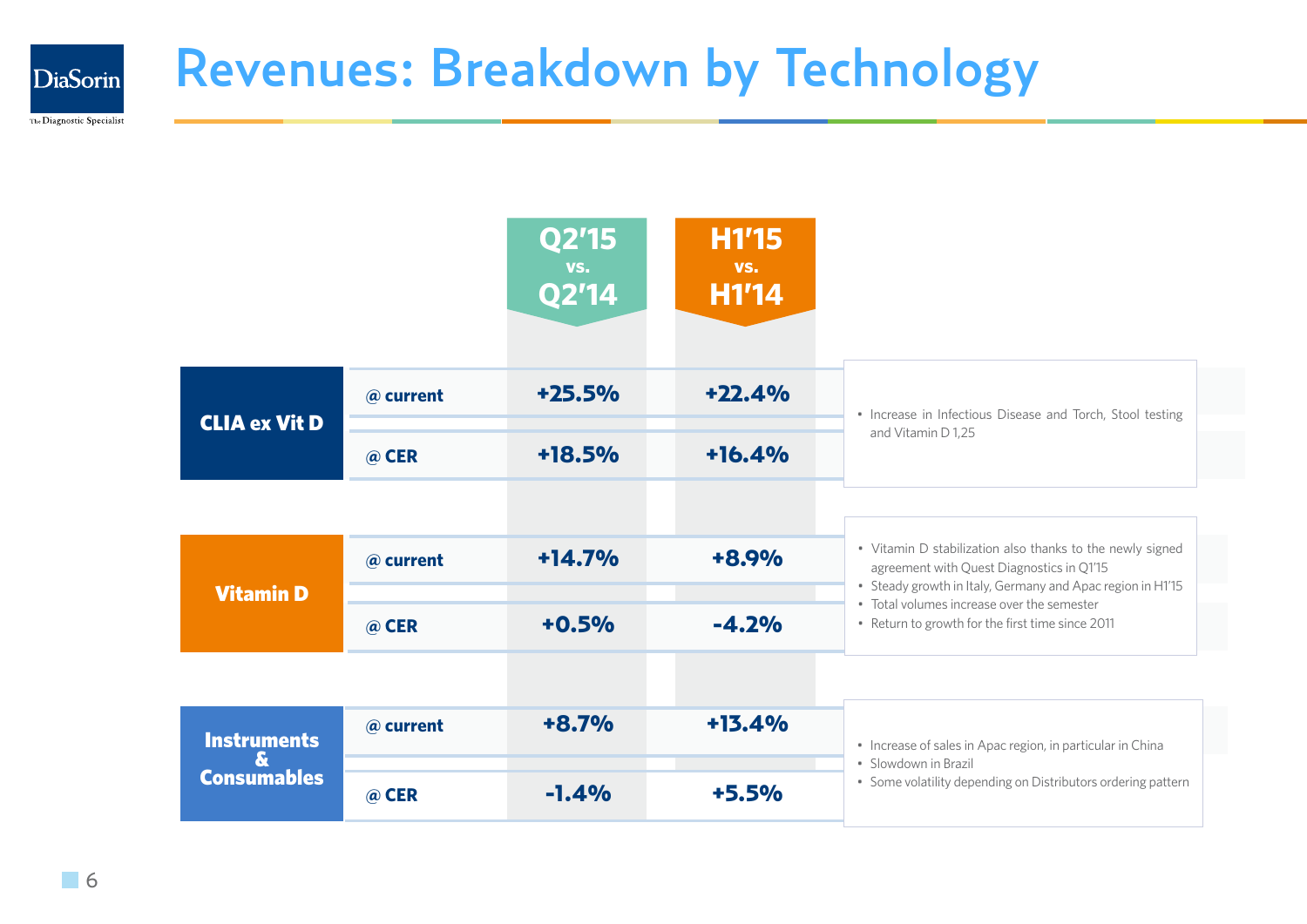# Revenues: Breakdown by Technology

| | | Q2'15 vs. Q2'14 | H1'15 vs. H1'14 | |
|---|---|---|---|---|
| **CLIA ex Vit D** | @ current | +25.5% | +22.4% | • Increase in Infectious Disease and Torch, Stool testing and Vitamin D 1,25 |
| | @ CER | +18.5% | +16.4% | |
| **Vitamin D** | @ current | +14.7% | +8.9% | • Vitamin D stabilization also thanks to the newly signed agreement with Quest Diagnostics in Q1'15<br>• Steady growth in Italy, Germany and Apac region in H1'15<br>• Total volumes increase over the semester<br>• Return to growth for the first time since 2011 |
| | @ CER | +0.5% | -4.2% | |
| **Instruments & Consumables** | @ current | +8.7% | +13.4% | • Increase of sales in Apac region, in particular in China<br>• Slowdown in Brazil<br>• Some volatility depending on Distributors ordering pattern |
| | @ CER | -1.4% | +5.5% | |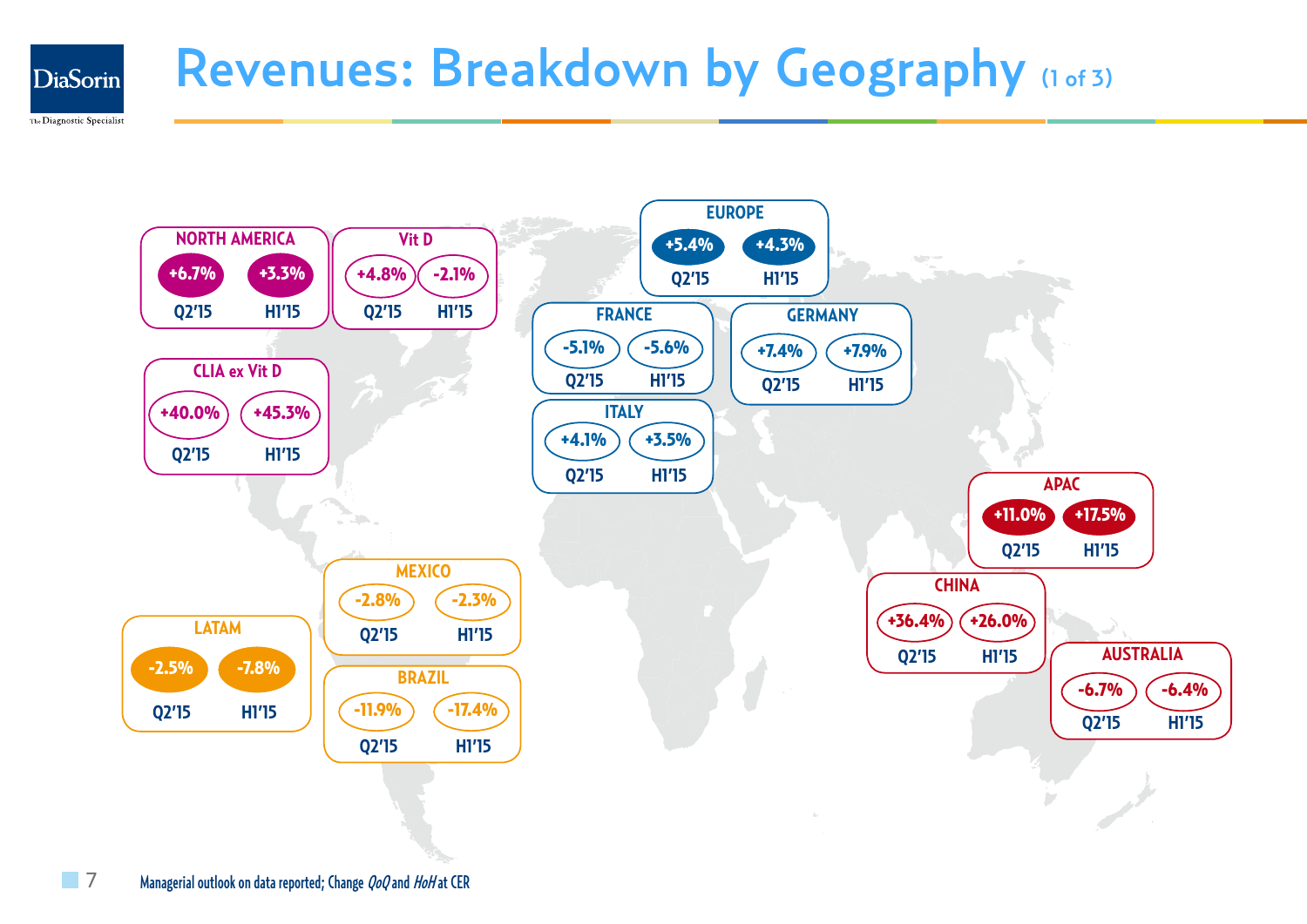# Revenues: Breakdown by Geography (1 of 3)

| Region | Q2'15 | H1'15 |
|---|---|---|
| NORTH AMERICA | +6.7% | +3.3% |
| Vit D | +4.8% | -2.1% |
| CLIA ex Vit D | +40.0% | +45.3% |
| EUROPE | +5.4% | +4.3% |
| FRANCE | -5.1% | -5.6% |
| GERMANY | +7.4% | +7.9% |
| ITALY | +4.1% | +3.5% |
| APAC | +11.0% | +17.5% |
| CHINA | +36.4% | +26.0% |
| AUSTRALIA | -6.7% | -6.4% |
| LATAM | -2.5% | -7.8% |
| MEXICO | -2.8% | -2.3% |
| BRAZIL | -11.9% | -17.4% |

Managerial outlook on data reported; Change *QoQ* and *HoH* at CER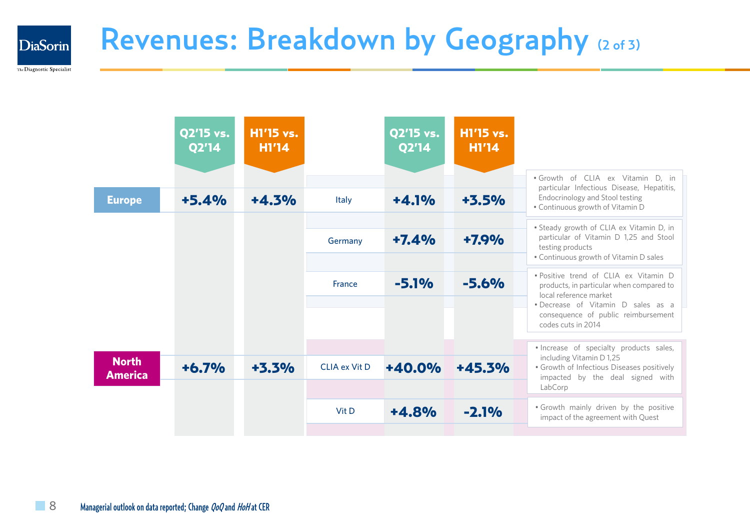# Revenues: Breakdown by Geography (2 of 3)

| Region | Q2'15 vs. Q2'14 | H1'15 vs. H1'14 | | Q2'15 vs. Q2'14 | H1'15 vs. H1'14 | Comments |
|---|---|---|---|---|---|---|
| **Europe** | **+5.4%** | **+4.3%** | Italy | **+4.1%** | **+3.5%** | • Growth of CLIA ex Vitamin D, in particular Infectious Disease, Hepatitis, Endocrinology and Stool testing<br>• Continuous growth of Vitamin D |
| | | | Germany | **+7.4%** | **+7.9%** | • Steady growth of CLIA ex Vitamin D, in particular of Vitamin D 1,25 and Stool testing products<br>• Continuous growth of Vitamin D sales |
| | | | France | **-5.1%** | **-5.6%** | • Positive trend of CLIA ex Vitamin D products, in particular when compared to local reference market<br>• Decrease of Vitamin D sales as a consequence of public reimbursement codes cuts in 2014 |
| **North America** | **+6.7%** | **+3.3%** | CLIA ex Vit D | **+40.0%** | **+45.3%** | • Increase of specialty products sales, including Vitamin D 1,25<br>• Growth of Infectious Diseases positively impacted by the deal signed with LabCorp |
| | | | Vit D | **+4.8%** | **-2.1%** | • Growth mainly driven by the positive impact of the agreement with Quest |

Managerial outlook on data reported; Change *QoQ* and *HoH* at CER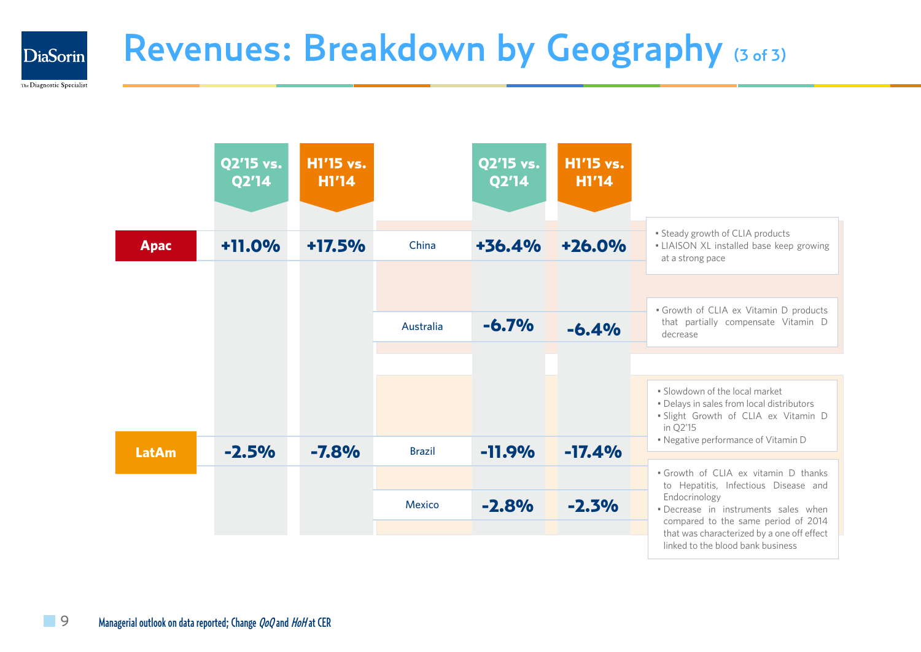# Revenues: Breakdown by Geography (3 of 3)

| Region | Q2'15 vs. Q2'14 | H1'15 vs. H1'14 | Country | Q2'15 vs. Q2'14 | H1'15 vs. H1'14 | Comments |
|---|---|---|---|---|---|---|
| Apac | +11.0% | +17.5% | China | +36.4% | +26.0% | • Steady growth of CLIA products<br>• LIAISON XL installed base keep growing at a strong pace |
| | | | Australia | -6.7% | -6.4% | • Growth of CLIA ex Vitamin D products that partially compensate Vitamin D decrease |
| LatAm | -2.5% | -7.8% | Brazil | -11.9% | -17.4% | • Slowdown of the local market<br>• Delays in sales from local distributors<br>• Slight Growth of CLIA ex Vitamin D in Q2'15<br>• Negative performance of Vitamin D |
| | | | Mexico | -2.8% | -2.3% | • Growth of CLIA ex vitamin D thanks to Hepatitis, Infectious Disease and Endocrinology<br>• Decrease in instruments sales when compared to the same period of 2014 that was characterized by a one off effect linked to the blood bank business |

Managerial outlook on data reported; Change *QoQ* and *HoH* at CER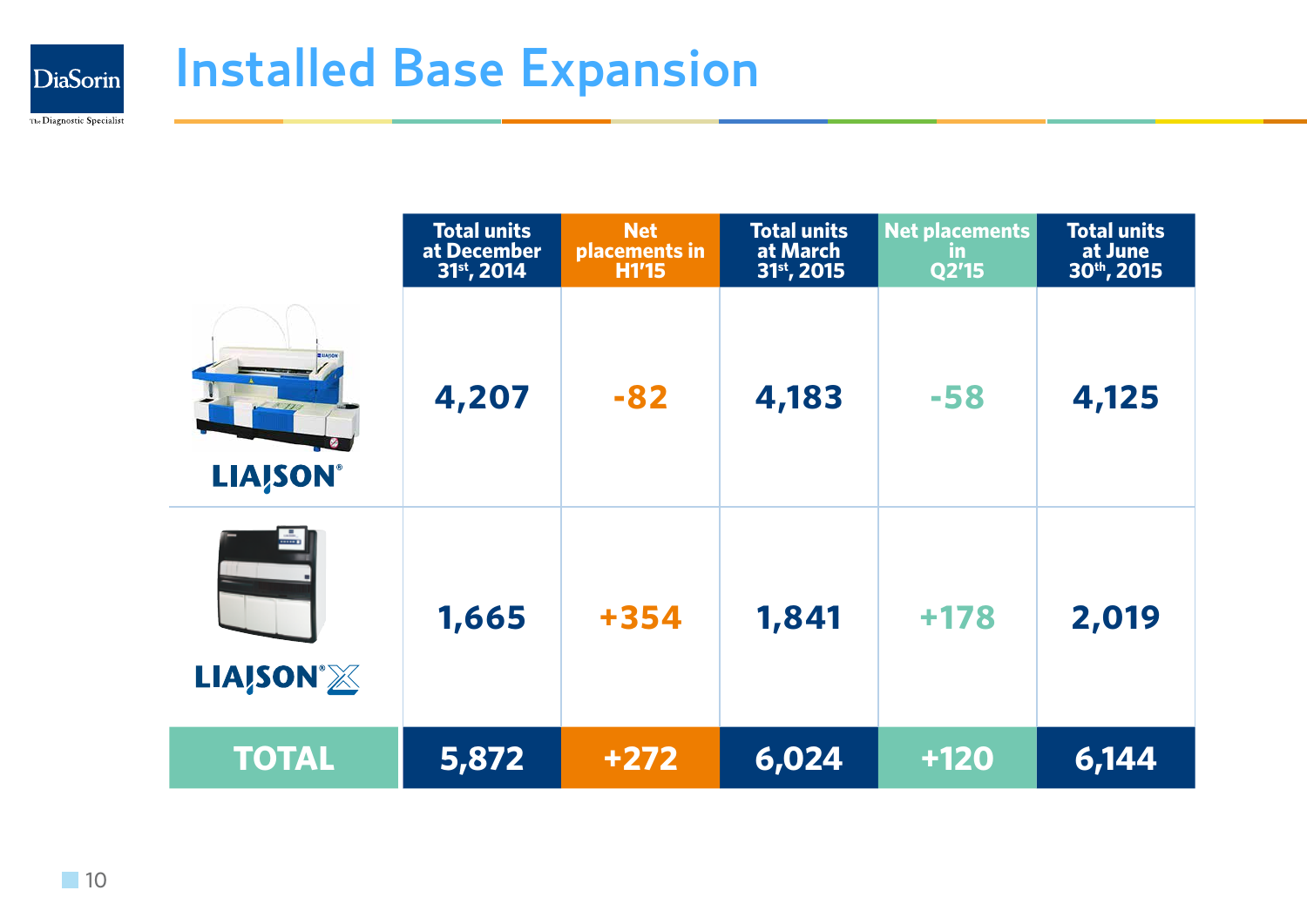# Installed Base Expansion

| | Total units at December 31st, 2014 | Net placements in H1'15 | Total units at March 31st, 2015 | Net placements in Q2'15 | Total units at June 30th, 2015 |
|---|---|---|---|---|---|
| LIAISON® | 4,207 | -82 | 4,183 | -58 | 4,125 |
| LIAISON® XL | 1,665 | +354 | 1,841 | +178 | 2,019 |
| **TOTAL** | **5,872** | **+272** | **6,024** | **+120** | **6,144** |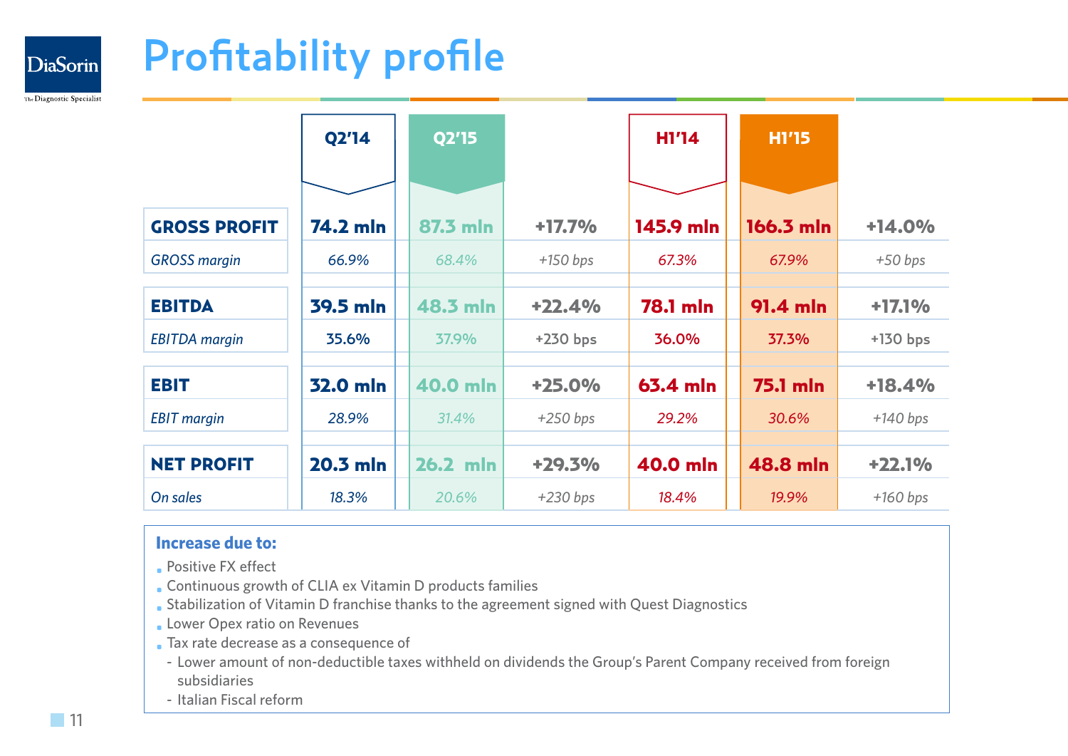# Profitability profile

| | Q2'14 | Q2'15 | | H1'14 | H1'15 | |
|---|---|---|---|---|---|---|
| **GROSS PROFIT** | **74.2 mln** | **87.3 mln** | **+17.7%** | **145.9 mln** | **166.3 mln** | **+14.0%** |
| *GROSS margin* | *66.9%* | *68.4%* | *+150 bps* | *67.3%* | *67.9%* | *+50 bps* |
| **EBITDA** | **39.5 mln** | **48.3 mln** | **+22.4%** | **78.1 mln** | **91.4 mln** | **+17.1%** |
| *EBITDA margin* | 35.6% | 37.9% | +230 bps | 36.0% | 37.3% | +130 bps |
| **EBIT** | **32.0 mln** | **40.0 mln** | **+25.0%** | **63.4 mln** | **75.1 mln** | **+18.4%** |
| *EBIT margin* | *28.9%* | *31.4%* | *+250 bps* | *29.2%* | *30.6%* | *+140 bps* |
| **NET PROFIT** | **20.3 mln** | **26.2 mln** | **+29.3%** | **40.0 mln** | **48.8 mln** | **+22.1%** |
| *On sales* | *18.3%* | *20.6%* | *+230 bps* | *18.4%* | *19.9%* | *+160 bps* |

**Increase due to:**

- Positive FX effect
- Continuous growth of CLIA ex Vitamin D products families
- Stabilization of Vitamin D franchise thanks to the agreement signed with Quest Diagnostics
- Lower Opex ratio on Revenues
- Tax rate decrease as a consequence of
  - Lower amount of non-deductible taxes withheld on dividends the Group's Parent Company received from foreign subsidiaries
  - Italian Fiscal reform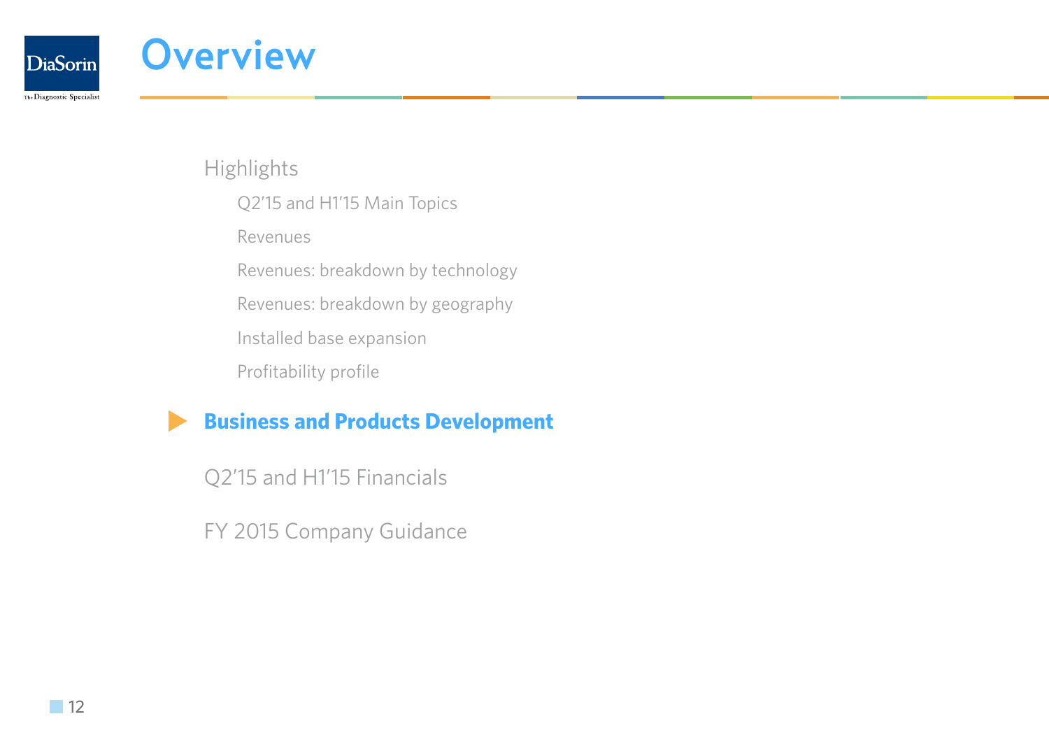# Overview

- Highlights
  - Q2'15 and H1'15 Main Topics
  - Revenues
  - Revenues: breakdown by technology
  - Revenues: breakdown by geography
  - Installed base expansion
  - Profitability profile
- **Business and Products Development**
- Q2'15 and H1'15 Financials
- FY 2015 Company Guidance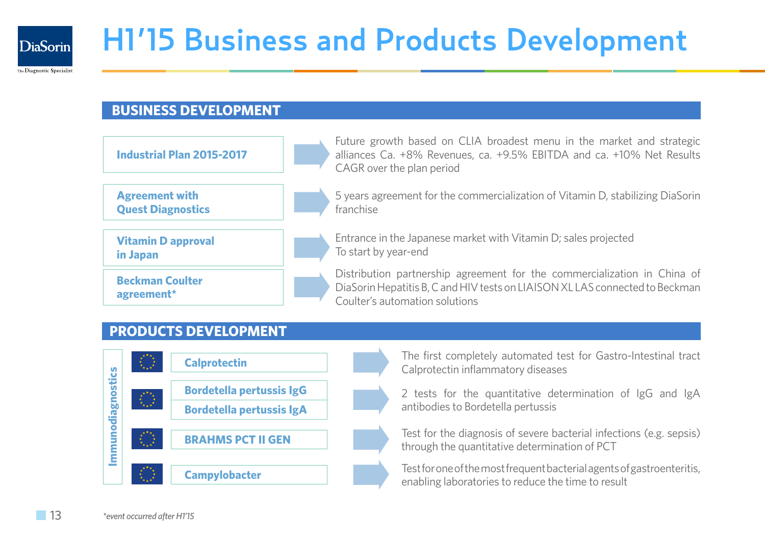# H1'15 Business and Products Development

## BUSINESS DEVELOPMENT

| | |
|---|---|
| **Industrial Plan 2015-2017** | Future growth based on CLIA broadest menu in the market and strategic alliances Ca. +8% Revenues, ca. +9.5% EBITDA and ca. +10% Net Results CAGR over the plan period |
| **Agreement with Quest Diagnostics** | 5 years agreement for the commercialization of Vitamin D, stabilizing DiaSorin franchise |
| **Vitamin D approval in Japan** | Entrance in the Japanese market with Vitamin D; sales projected To start by year-end |
| **Beckman Coulter agreement*** | Distribution partnership agreement for the commercialization in China of DiaSorin Hepatitis B, C and HIV tests on LIAISON XL LAS connected to Beckman Coulter's automation solutions |

## PRODUCTS DEVELOPMENT

**Immunodiagnostics**

| | |
|---|---|
| **Calprotectin** | The first completely automated test for Gastro-Intestinal tract Calprotectin inflammatory diseases |
| **Bordetella pertussis IgG**<br>**Bordetella pertussis IgA** | 2 tests for the quantitative determination of IgG and IgA antibodies to Bordetella pertussis |
| **BRAHMS PCT II GEN** | Test for the diagnosis of severe bacterial infections (e.g. sepsis) through the quantitative determination of PCT |
| **Campylobacter** | Test for one of the most frequent bacterial agents of gastroenteritis, enabling laboratories to reduce the time to result |

*\*event occurred after H1'15*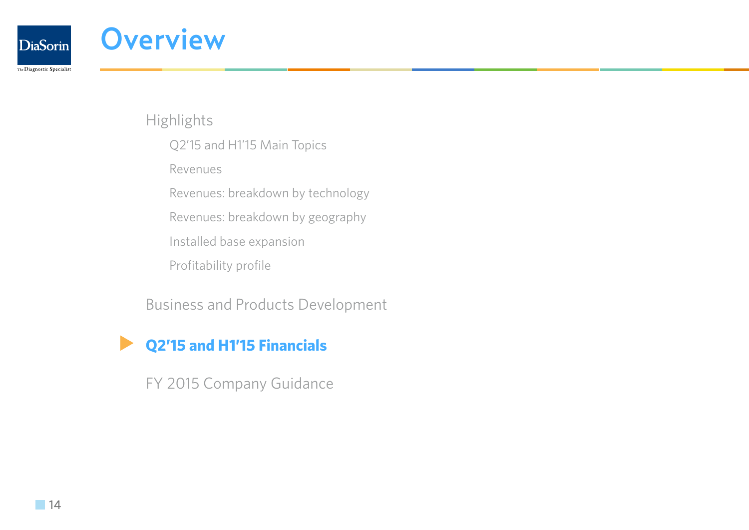# Overview

- Highlights
  - Q2'15 and H1'15 Main Topics
  - Revenues
  - Revenues: breakdown by technology
  - Revenues: breakdown by geography
  - Installed base expansion
  - Profitability profile
- Business and Products Development
- **Q2'15 and H1'15 Financials**
- FY 2015 Company Guidance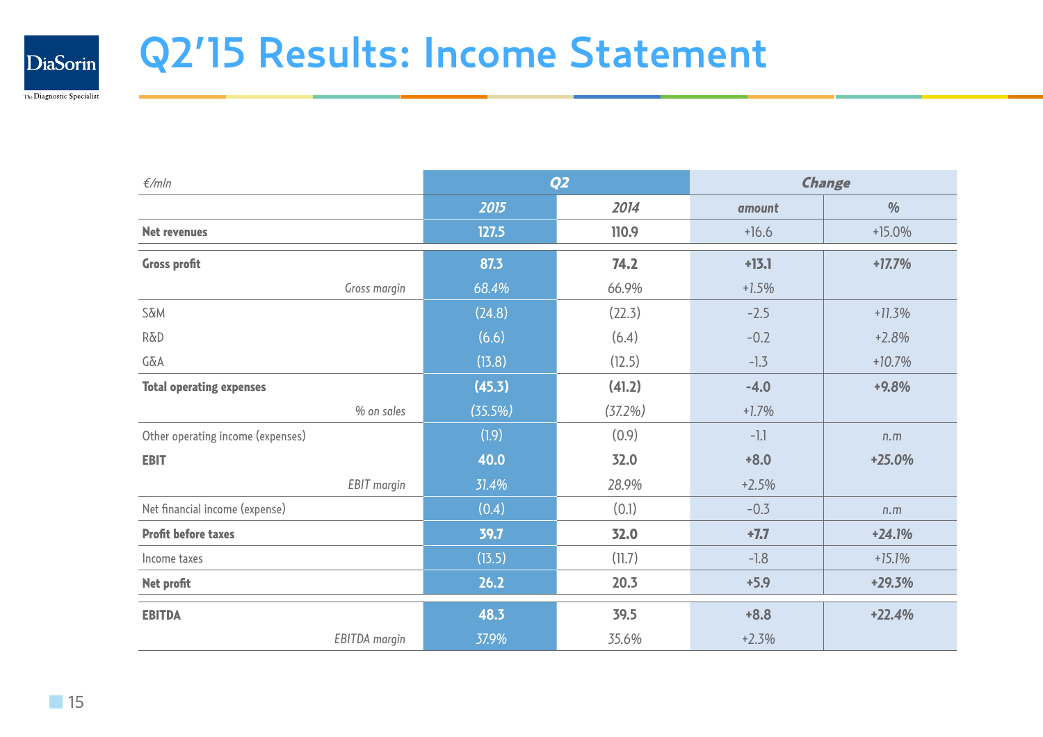# Q2'15 Results: Income Statement

| €/mln | Q2 | | Change | |
|---|---|---|---|---|
| | 2015 | 2014 | amount | % |
| **Net revenues** | **127.5** | **110.9** | +16.6 | +15.0% |
| **Gross profit** | **87.3** | **74.2** | **+13.1** | **+17.7%** |
| *Gross margin* | 68.4% | 66.9% | +1.5% | |
| S&M | (24.8) | (22.3) | -2.5 | +11.3% |
| R&D | (6.6) | (6.4) | -0.2 | +2.8% |
| G&A | (13.8) | (12.5) | -1.3 | +10.7% |
| **Total operating expenses** | **(45.3)** | **(41.2)** | **-4.0** | **+9.8%** |
| *% on sales* | (35.5%) | (37.2%) | +1.7% | |
| Other operating income (expenses) | (1.9) | (0.9) | -1.1 | n.m |
| **EBIT** | **40.0** | **32.0** | **+8.0** | **+25.0%** |
| *EBIT margin* | 31.4% | 28.9% | +2.5% | |
| Net financial income (expense) | (0.4) | (0.1) | -0.3 | n.m |
| **Profit before taxes** | **39.7** | **32.0** | **+7.7** | **+24.1%** |
| Income taxes | (13.5) | (11.7) | -1.8 | +15.1% |
| **Net profit** | **26.2** | **20.3** | **+5.9** | **+29.3%** |
| **EBITDA** | **48.3** | **39.5** | **+8.8** | **+22.4%** |
| *EBITDA margin* | 37.9% | 35.6% | +2.3% | |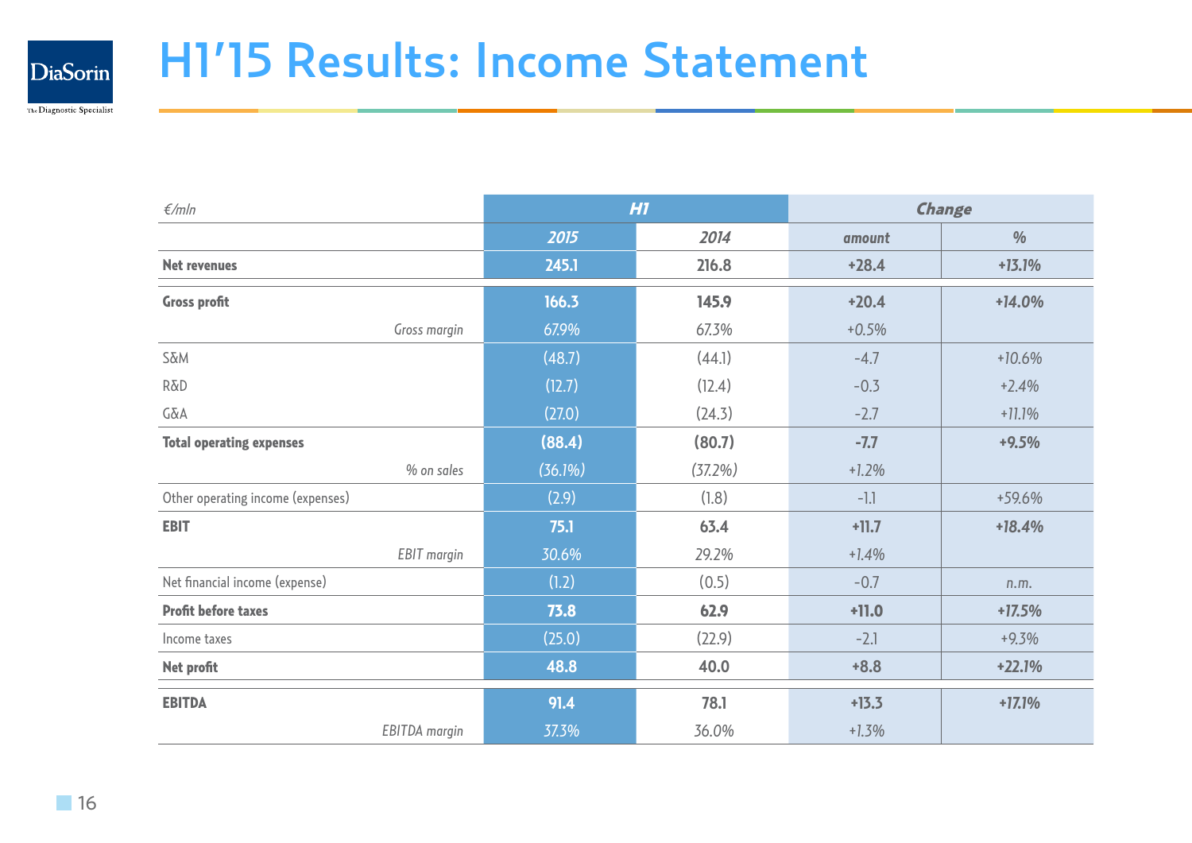# H1'15 Results: Income Statement

| *€/mln* | **H1** | | **Change** | |
|---|---|---|---|---|
| | **2015** | 2014 | amount | % |
| **Net revenues** | **245.1** | **216.8** | **+28.4** | **+13.1%** |
| **Gross profit** | **166.3** | **145.9** | **+20.4** | **+14.0%** |
| *Gross margin* | 67.9% | 67.3% | +0.5% | |
| S&M | (48.7) | (44.1) | -4.7 | +10.6% |
| R&D | (12.7) | (12.4) | -0.3 | +2.4% |
| G&A | (27.0) | (24.3) | -2.7 | +11.1% |
| **Total operating expenses** | **(88.4)** | **(80.7)** | **-7.7** | **+9.5%** |
| *% on sales* | *(36.1%)* | *(37.2%)* | +1.2% | |
| Other operating income (expenses) | (2.9) | (1.8) | -1.1 | +59.6% |
| **EBIT** | **75.1** | **63.4** | **+11.7** | **+18.4%** |
| *EBIT margin* | 30.6% | 29.2% | +1.4% | |
| Net financial income (expense) | (1.2) | (0.5) | -0.7 | n.m. |
| **Profit before taxes** | **73.8** | **62.9** | **+11.0** | **+17.5%** |
| Income taxes | (25.0) | (22.9) | -2.1 | +9.3% |
| **Net profit** | **48.8** | **40.0** | **+8.8** | **+22.1%** |
| **EBITDA** | **91.4** | **78.1** | **+13.3** | **+17.1%** |
| *EBITDA margin* | 37.3% | 36.0% | +1.3% | |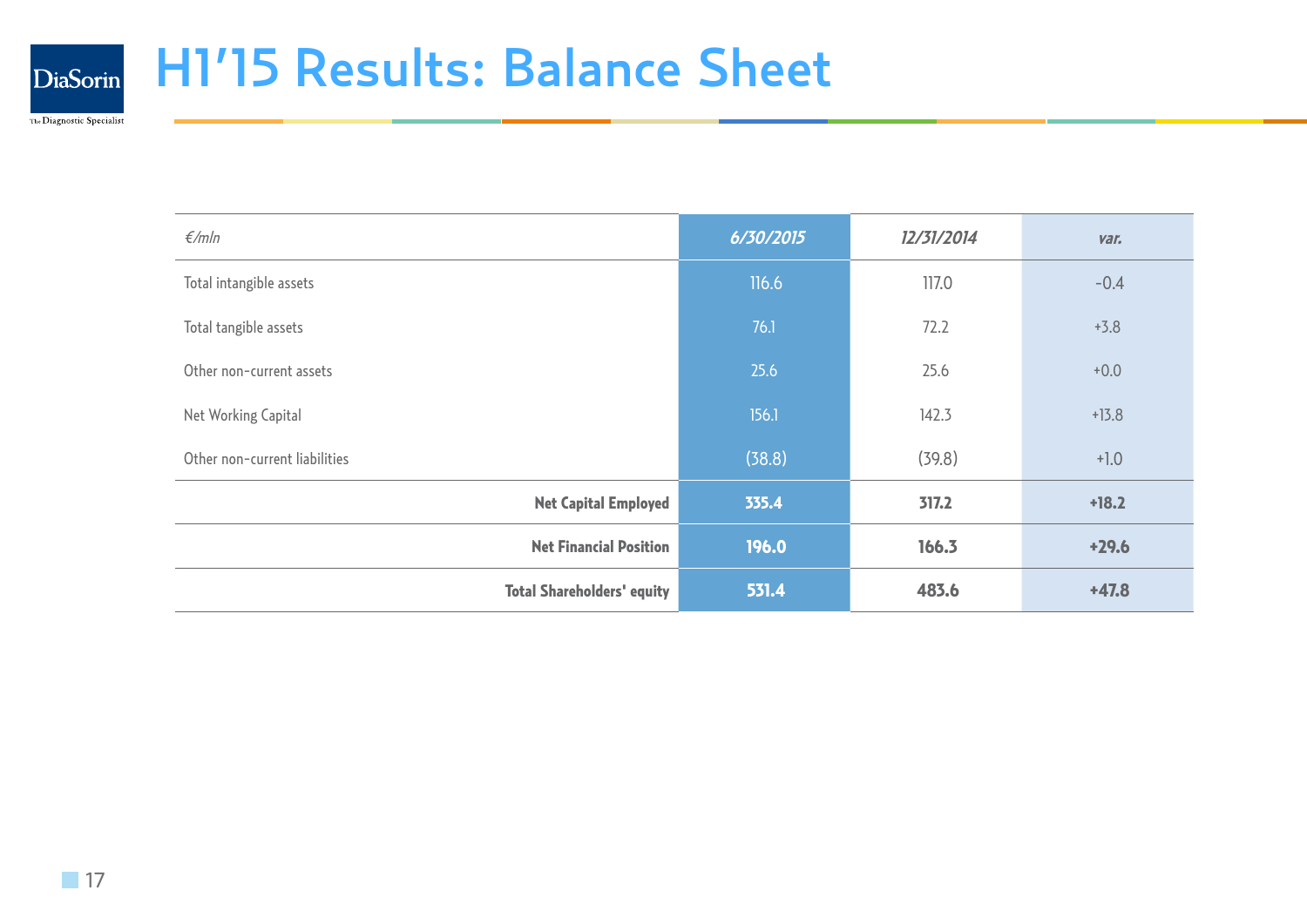# H1'15 Results: Balance Sheet

| €/mln | 6/30/2015 | 12/31/2014 | var. |
|---|---|---|---|
| Total intangible assets | 116.6 | 117.0 | -0.4 |
| Total tangible assets | 76.1 | 72.2 | +3.8 |
| Other non-current assets | 25.6 | 25.6 | +0.0 |
| Net Working Capital | 156.1 | 142.3 | +13.8 |
| Other non-current liabilities | (38.8) | (39.8) | +1.0 |
| **Net Capital Employed** | **335.4** | **317.2** | **+18.2** |
| **Net Financial Position** | **196.0** | **166.3** | **+29.6** |
| **Total Shareholders' equity** | **531.4** | **483.6** | **+47.8** |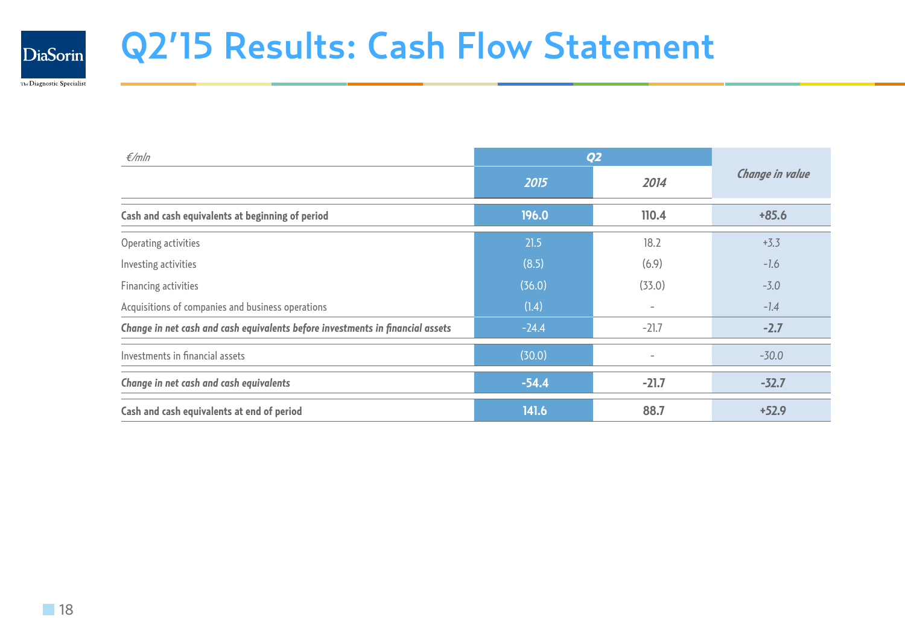# Q2'15 Results: Cash Flow Statement

| *€/mln* | Q2 | | *Change in value* |
|---|---|---|---|
| | *2015* | *2014* | |
| **Cash and cash equivalents at beginning of period** | **196.0** | **110.4** | **+85.6** |
| Operating activities | 21.5 | 18.2 | +3.3 |
| Investing activities | (8.5) | (6.9) | -1.6 |
| Financing activities | (36.0) | (33.0) | -3.0 |
| Acquisitions of companies and business operations | (1.4) | - | -1.4 |
| ***Change in net cash and cash equivalents before investments in financial assets*** | -24.4 | -21.7 | **-2.7** |
| Investments in financial assets | (30.0) | - | -30.0 |
| ***Change in net cash and cash equivalents*** | **-54.4** | **-21.7** | **-32.7** |
| **Cash and cash equivalents at end of period** | **141.6** | **88.7** | **+52.9** |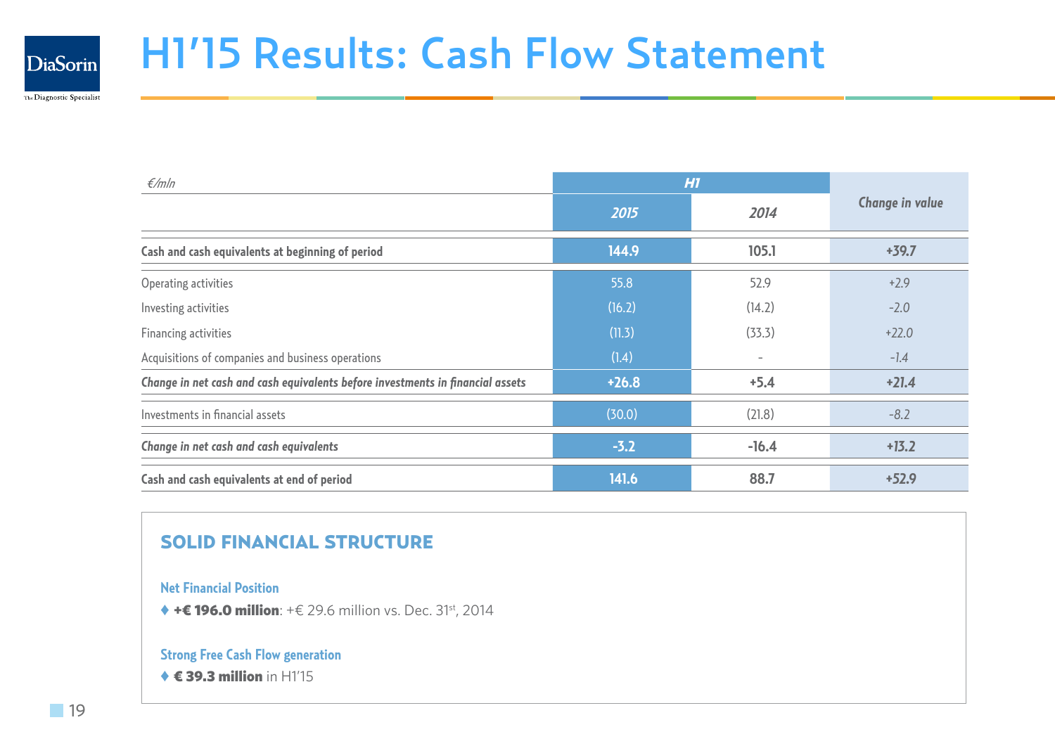# H1'15 Results: Cash Flow Statement

| €/mln | H1 | | Change in value |
|---|---|---|---|
| | 2015 | 2014 | |
| **Cash and cash equivalents at beginning of period** | **144.9** | **105.1** | **+39.7** |
| Operating activities | 55.8 | 52.9 | +2.9 |
| Investing activities | (16.2) | (14.2) | -2.0 |
| Financing activities | (11.3) | (33.3) | +22.0 |
| Acquisitions of companies and business operations | (1.4) | - | -1.4 |
| ***Change in net cash and cash equivalents before investments in financial assets*** | **+26.8** | **+5.4** | **+21.4** |
| Investments in financial assets | (30.0) | (21.8) | -8.2 |
| ***Change in net cash and cash equivalents*** | **-3.2** | **-16.4** | **+13.2** |
| **Cash and cash equivalents at end of period** | **141.6** | **88.7** | **+52.9** |

## SOLID FINANCIAL STRUCTURE

### Net Financial Position

♦ **+€ 196.0 million**: +€ 29.6 million vs. Dec. 31st, 2014

### Strong Free Cash Flow generation

♦ **€ 39.3 million** in H1'15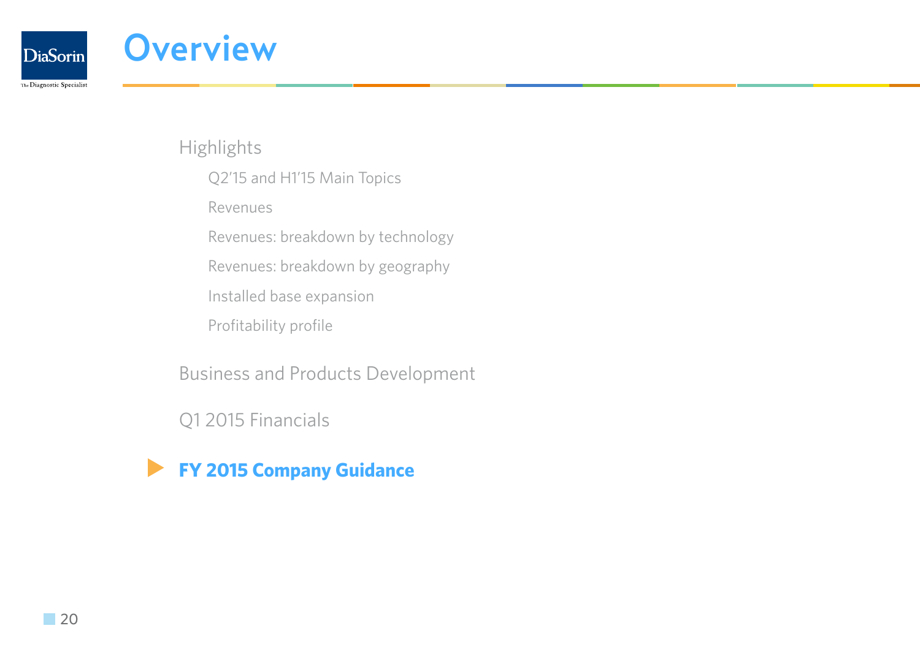# Overview

- Highlights
  - Q2'15 and H1'15 Main Topics
  - Revenues
  - Revenues: breakdown by technology
  - Revenues: breakdown by geography
  - Installed base expansion
  - Profitability profile
- Business and Products Development
- Q1 2015 Financials
- **FY 2015 Company Guidance**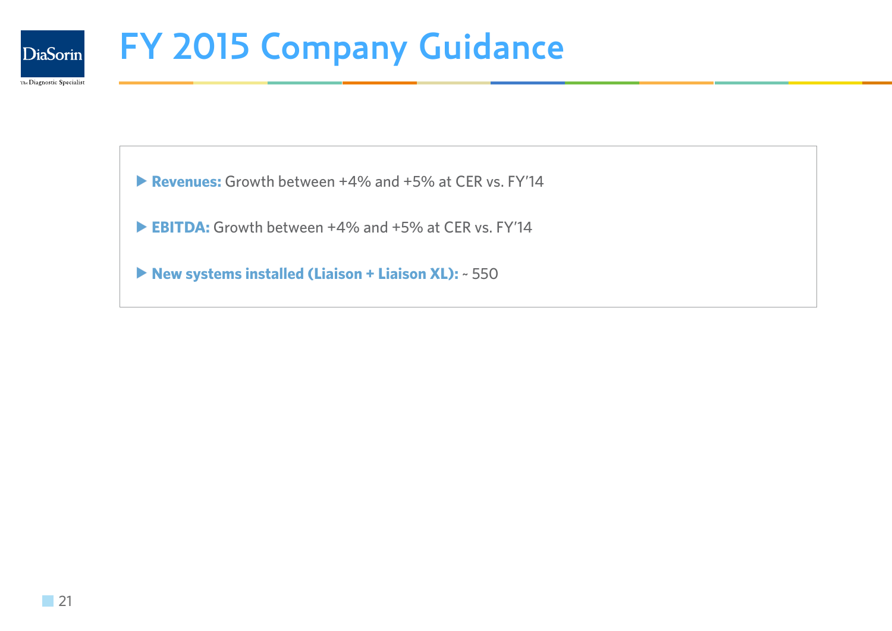# FY 2015 Company Guidance

- **Revenues:** Growth between +4% and +5% at CER vs. FY'14
- **EBITDA:** Growth between +4% and +5% at CER vs. FY'14
- **New systems installed (Liaison + Liaison XL):** ~ 550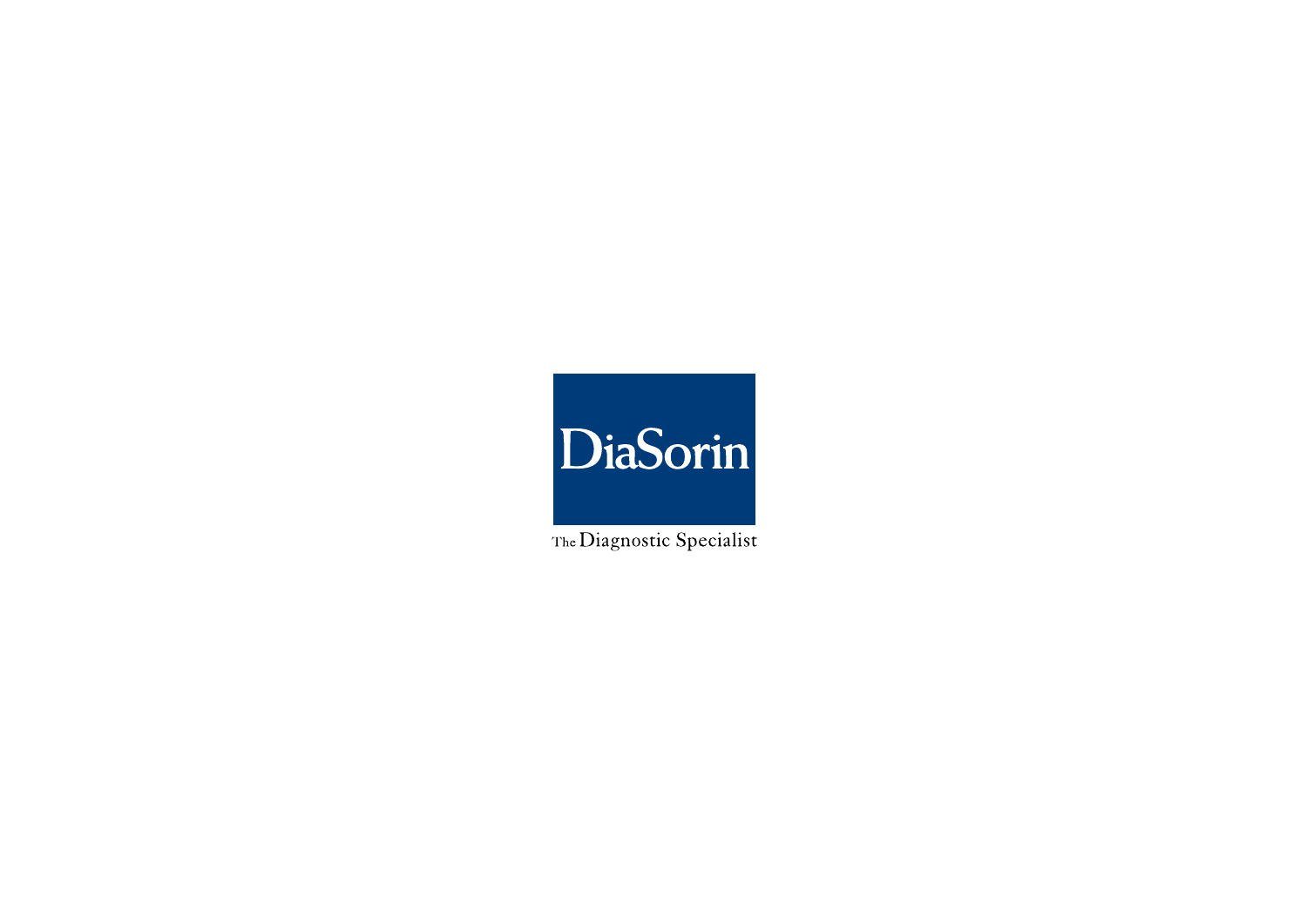DiaSorin

The Diagnostic Specialist